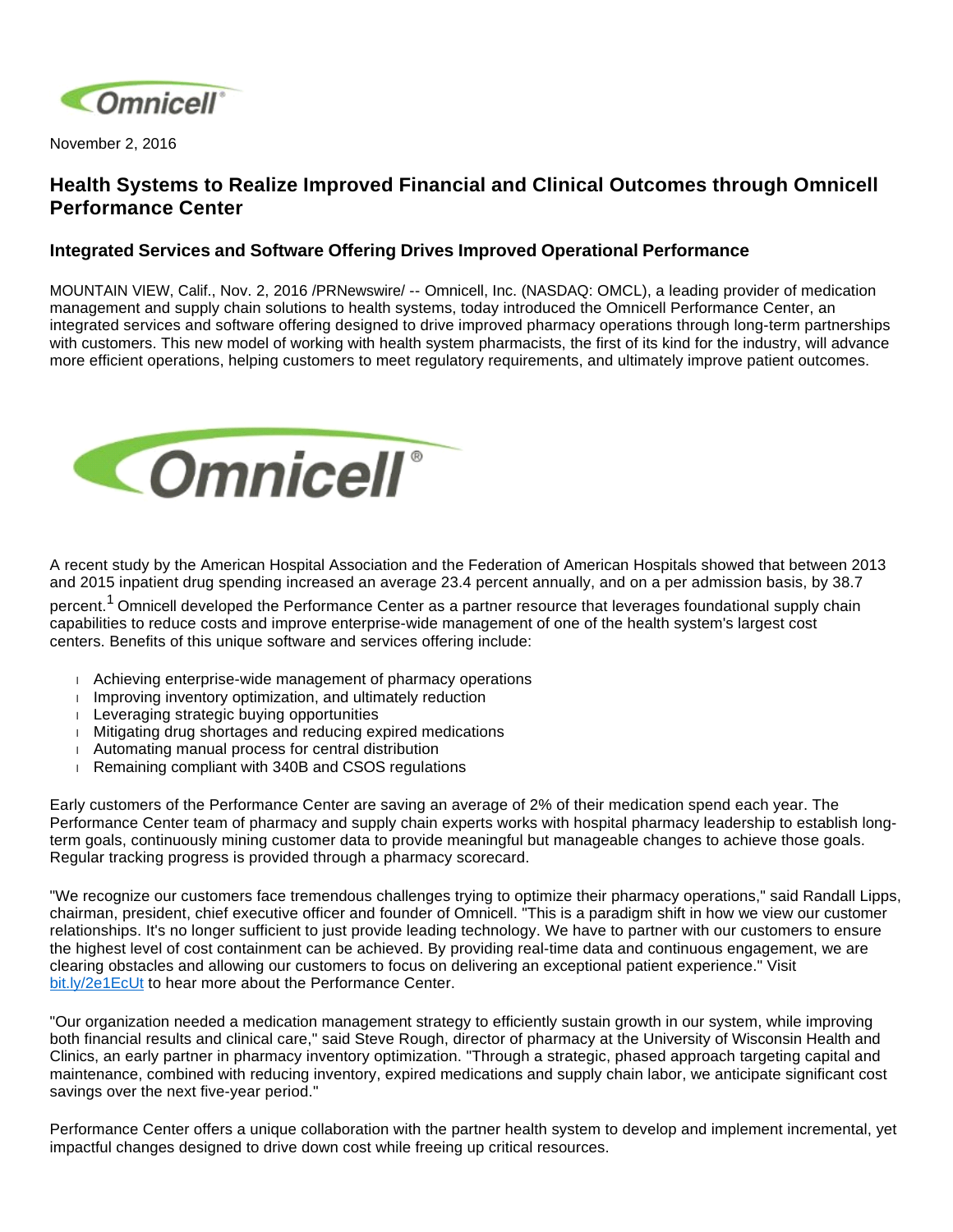November 2, 2016

# Health Systems to Realize Improved Financial and Clinical Outcomes through Omnicell Performance Center

## Integrated Services and Software Offering Drives Improved Operational Performance

MOUNTAIN VIEW, Calif., Nov. 2, 2016 /PRNewswire/ -- Omnicell, Inc. (NASDAQ: OMCL), a leading provider of medication management and supply chain solutions to health systems, today introduced the Omnicell Performance Center, an integrated services and software offering designed to drive improved pharmacy operations through long-term partnerships with customers. This new model of working with health system pharmacists, the first of its kind for the industry, will advance more efficient operations, helping customers to meet regulatory requirements, and ultimately improve patient outcomes.

A recent study by the American Hospital Association and the Federation of American Hospitals showed that between 2013 and 2015 inpatient drug spending increased an average 23.4 percent annually, and on a per admission basis, by 38.7 percent.[1] Omnicell developed the Performance Center as a partner resource that leverages foundational supply chain capabilities to reduce costs and improve enterprise-wide management of one of the health system's largest cost centers. Benefits of this unique software and services offering include:

- Achieving enterprise-wide management of pharmacy operations
- Improving inventory optimization, and ultimately reduction
- Leveraging strategic buying opportunities
- Mitigating drug shortages and reducing expired medications
- Automating manual process for central distribution
- Remaining compliant with 340B and CSOS regulations

Early customers of the Performance Center are saving an average of 2% of their medication spend each year. The Performance Center team of pharmacy and supply chain experts works with hospital pharmacy leadership to establish long-term goals, continuously mining customer data to provide meaningful but manageable changes to achieve those goals. Regular tracking progress is provided through a pharmacy scorecard.

"We recognize our customers face tremendous challenges trying to optimize their pharmacy operations," said Randall Lipps, chairman, president, chief executive officer and founder of Omnicell. "This is a paradigm shift in how we view our customer relationships. It's no longer sufficient to just provide leading technology. We have to partner with our customers to ensure the highest level of cost containment can be achieved. By providing real-time data and continuous engagement, we are clearing obstacles and allowing our customers to focus on delivering an exceptional patient experience." Visit bit.ly/2e1EcUt to hear more about the Performance Center.

"Our organization needed a medication management strategy to efficiently sustain growth in our system, while improving both financial results and clinical care," said Steve Rough, director of pharmacy at the University of Wisconsin Health and Clinics, an early partner in pharmacy inventory optimization. "Through a strategic, phased approach targeting capital and maintenance, combined with reducing inventory, expired medications and supply chain labor, we anticipate significant cost savings over the next five-year period."

Performance Center offers a unique collaboration with the partner health system to develop and implement incremental, yet impactful changes designed to drive down cost while freeing up critical resources.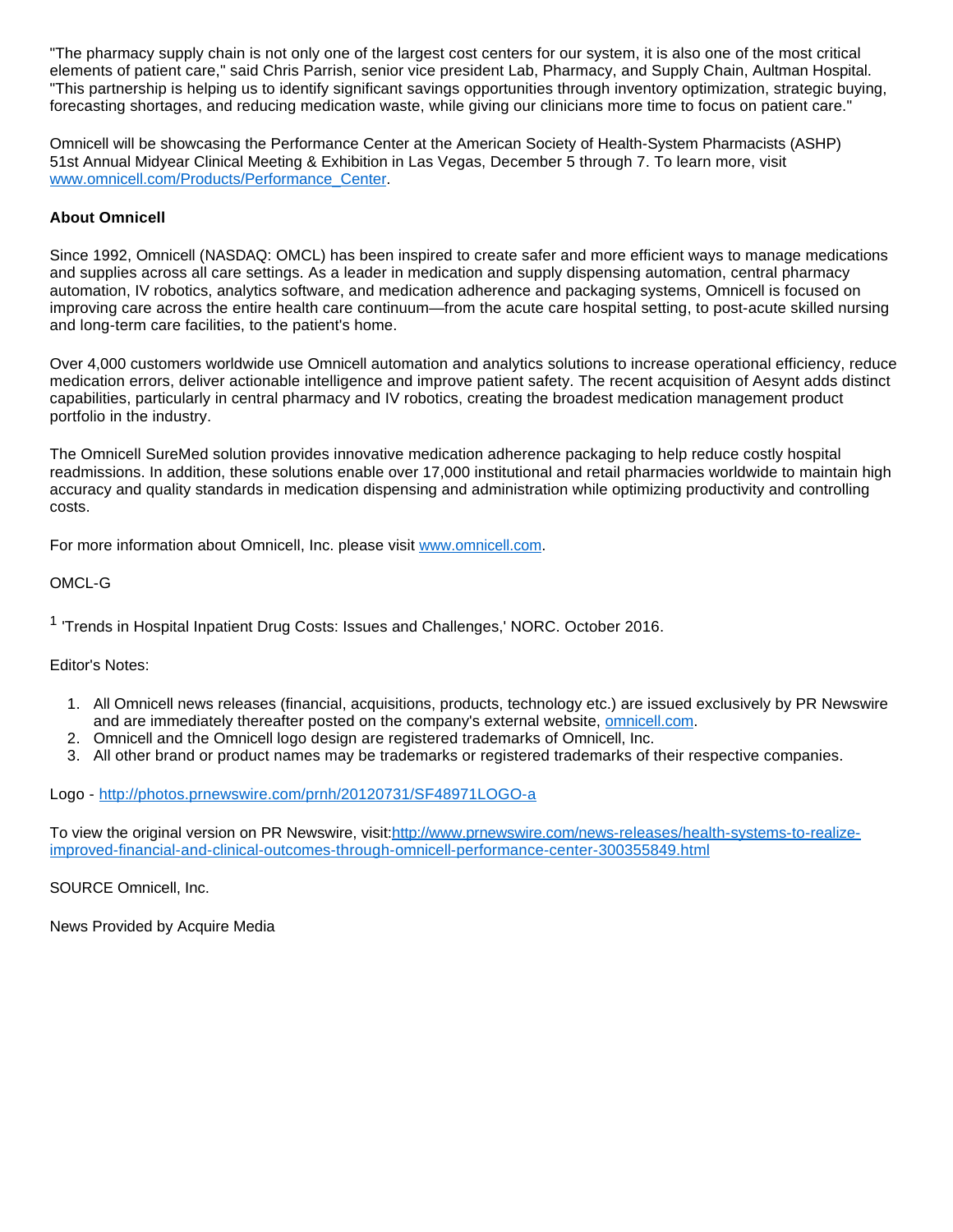"The pharmacy supply chain is not only one of the largest cost centers for our system, it is also one of the most critical elements of patient care," said Chris Parrish, senior vice president Lab, Pharmacy, and Supply Chain, Aultman Hospital. "This partnership is helping us to identify significant savings opportunities through inventory optimization, strategic buying, forecasting shortages, and reducing medication waste, while giving our clinicians more time to focus on patient care."

Omnicell will be showcasing the Performance Center at the American Society of Health-System Pharmacists (ASHP) 51st Annual Midyear Clinical Meeting & Exhibition in Las Vegas, December 5 through 7. To learn more, visit www.omnicell.com/Products/Performance_Center.

**About Omnicell**

Since 1992, Omnicell (NASDAQ: OMCL) has been inspired to create safer and more efficient ways to manage medications and supplies across all care settings. As a leader in medication and supply dispensing automation, central pharmacy automation, IV robotics, analytics software, and medication adherence and packaging systems, Omnicell is focused on improving care across the entire health care continuum—from the acute care hospital setting, to post-acute skilled nursing and long-term care facilities, to the patient's home.

Over 4,000 customers worldwide use Omnicell automation and analytics solutions to increase operational efficiency, reduce medication errors, deliver actionable intelligence and improve patient safety. The recent acquisition of Aesynt adds distinct capabilities, particularly in central pharmacy and IV robotics, creating the broadest medication management product portfolio in the industry.

The Omnicell SureMed solution provides innovative medication adherence packaging to help reduce costly hospital readmissions. In addition, these solutions enable over 17,000 institutional and retail pharmacies worldwide to maintain high accuracy and quality standards in medication dispensing and administration while optimizing productivity and controlling costs.

For more information about Omnicell, Inc. please visit www.omnicell.com.

OMCL-G

[1] 'Trends in Hospital Inpatient Drug Costs: Issues and Challenges,' NORC. October 2016.

Editor's Notes:

1. All Omnicell news releases (financial, acquisitions, products, technology etc.) are issued exclusively by PR Newswire and are immediately thereafter posted on the company's external website, omnicell.com.
2. Omnicell and the Omnicell logo design are registered trademarks of Omnicell, Inc.
3. All other brand or product names may be trademarks or registered trademarks of their respective companies.

Logo - http://photos.prnewswire.com/prnh/20120731/SF48971LOGO-a

To view the original version on PR Newswire, visit:http://www.prnewswire.com/news-releases/health-systems-to-realize-improved-financial-and-clinical-outcomes-through-omnicell-performance-center-300355849.html

SOURCE Omnicell, Inc.

News Provided by Acquire Media